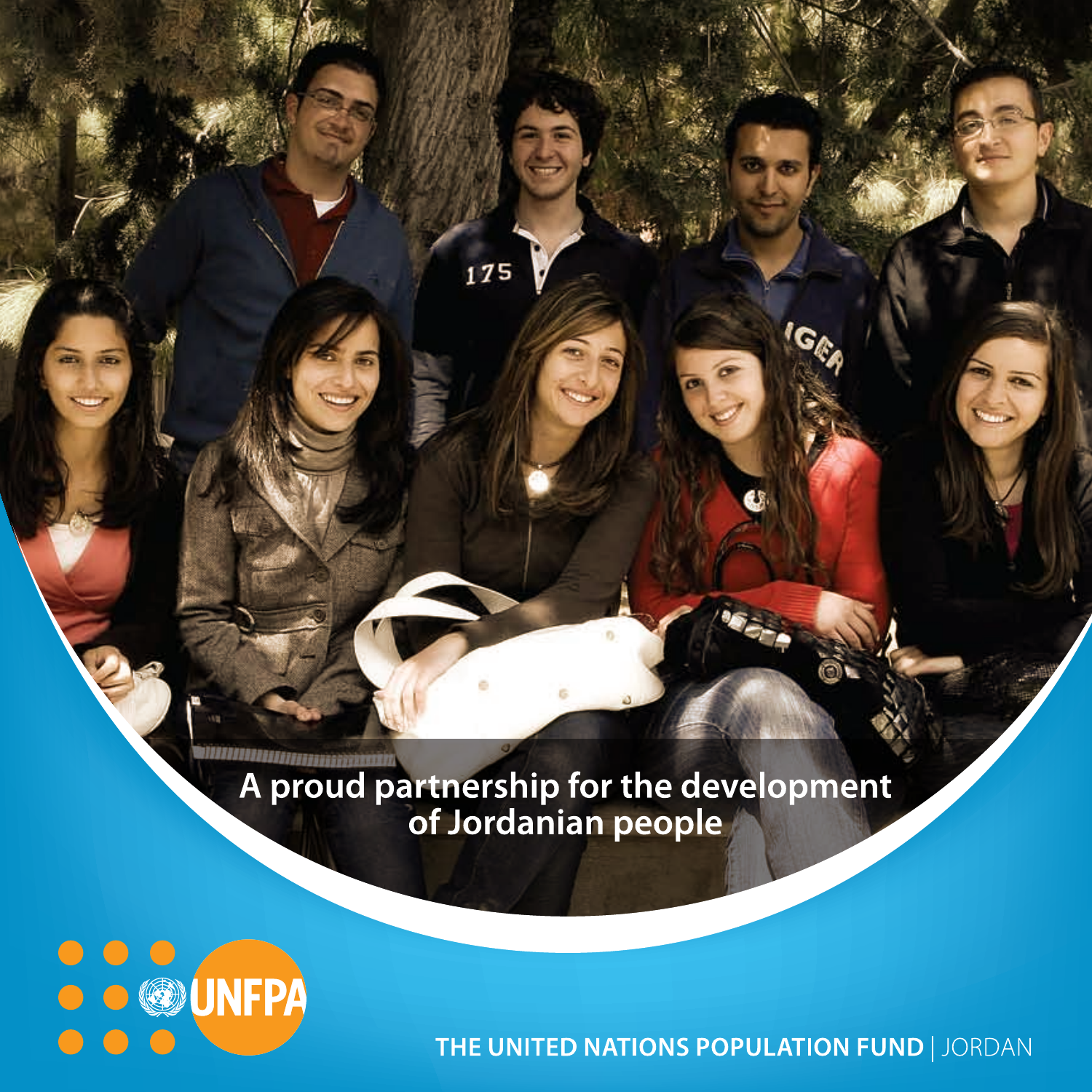# A proud partnership for the development of Jordanian people

UNFPA

THE UNITED NATIONS POPULATION FUND | JORDAN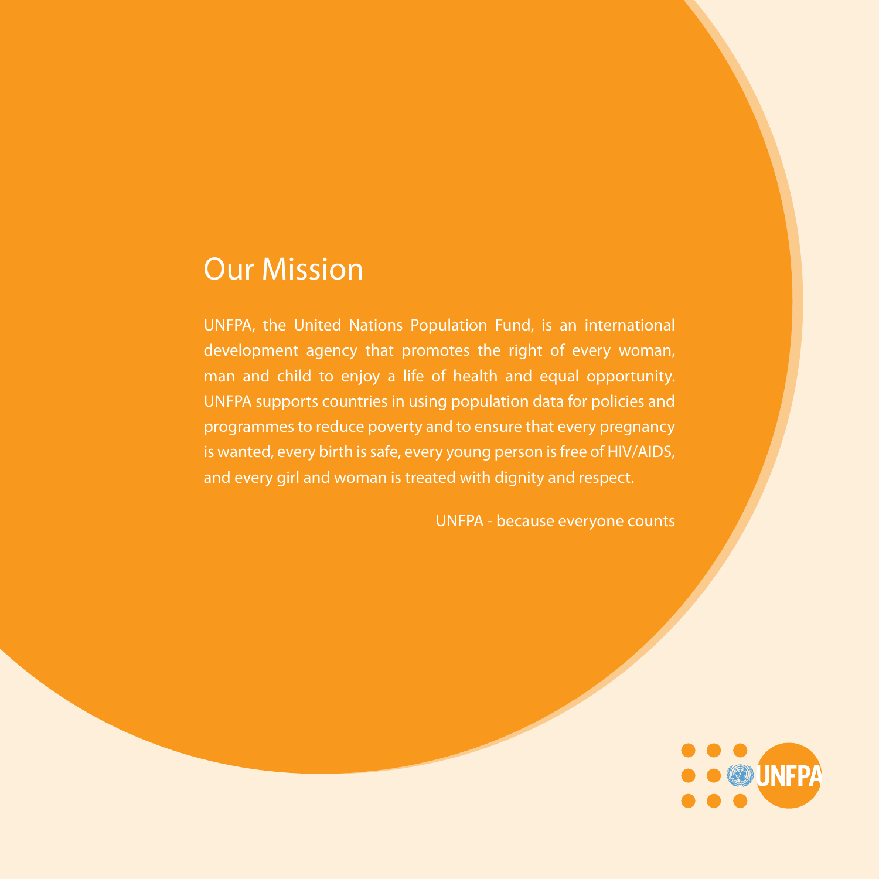## Our Mission

UNFPA, the United Nations Population Fund, is an international development agency that promotes the right of every woman, man and child to enjoy a life of health and equal opportunity. UNFPA supports countries in using population data for policies and programmes to reduce poverty and to ensure that every pregnancy is wanted, every birth is safe, every young person is free of HIV/AIDS, and every girl and woman is treated with dignity and respect.

UNFPA - because everyone counts

UNFPA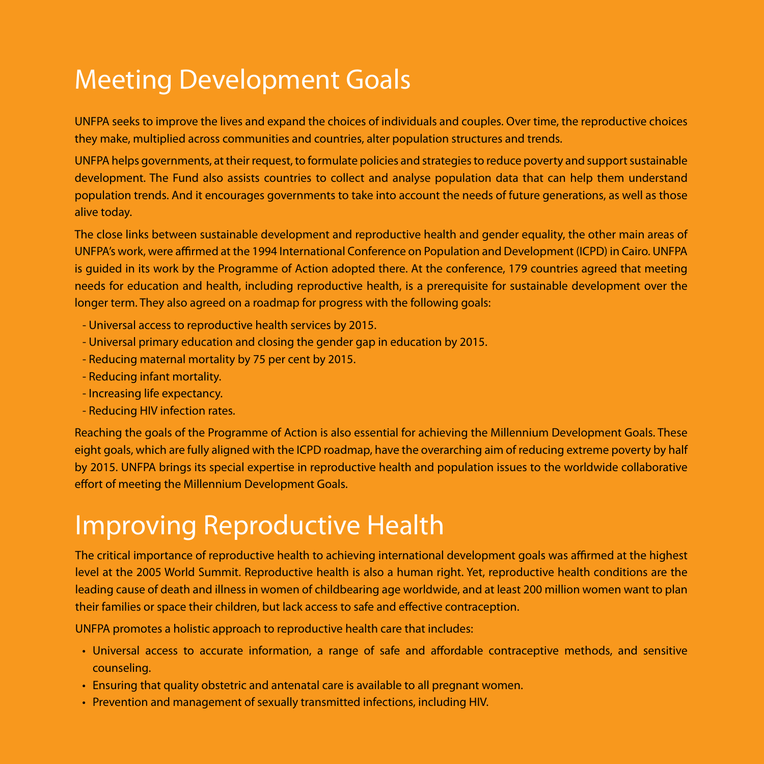# Meeting Development Goals

UNFPA seeks to improve the lives and expand the choices of individuals and couples. Over time, the reproductive choices they make, multiplied across communities and countries, alter population structures and trends.

UNFPA helps governments, at their request, to formulate policies and strategies to reduce poverty and support sustainable development. The Fund also assists countries to collect and analyse population data that can help them understand population trends. And it encourages governments to take into account the needs of future generations, as well as those alive today.

The close links between sustainable development and reproductive health and gender equality, the other main areas of UNFPA's work, were affirmed at the 1994 International Conference on Population and Development (ICPD) in Cairo. UNFPA is guided in its work by the Programme of Action adopted there. At the conference, 179 countries agreed that meeting needs for education and health, including reproductive health, is a prerequisite for sustainable development over the longer term. They also agreed on a roadmap for progress with the following goals:

- Universal access to reproductive health services by 2015.
- Universal primary education and closing the gender gap in education by 2015.
- Reducing maternal mortality by 75 per cent by 2015.
- Reducing infant mortality.
- Increasing life expectancy.
- Reducing HIV infection rates.

Reaching the goals of the Programme of Action is also essential for achieving the Millennium Development Goals. These eight goals, which are fully aligned with the ICPD roadmap, have the overarching aim of reducing extreme poverty by half by 2015. UNFPA brings its special expertise in reproductive health and population issues to the worldwide collaborative effort of meeting the Millennium Development Goals.

# Improving Reproductive Health

The critical importance of reproductive health to achieving international development goals was affirmed at the highest level at the 2005 World Summit. Reproductive health is also a human right. Yet, reproductive health conditions are the leading cause of death and illness in women of childbearing age worldwide, and at least 200 million women want to plan their families or space their children, but lack access to safe and effective contraception.

UNFPA promotes a holistic approach to reproductive health care that includes:

- Universal access to accurate information, a range of safe and affordable contraceptive methods, and sensitive counseling.
- Ensuring that quality obstetric and antenatal care is available to all pregnant women.
- Prevention and management of sexually transmitted infections, including HIV.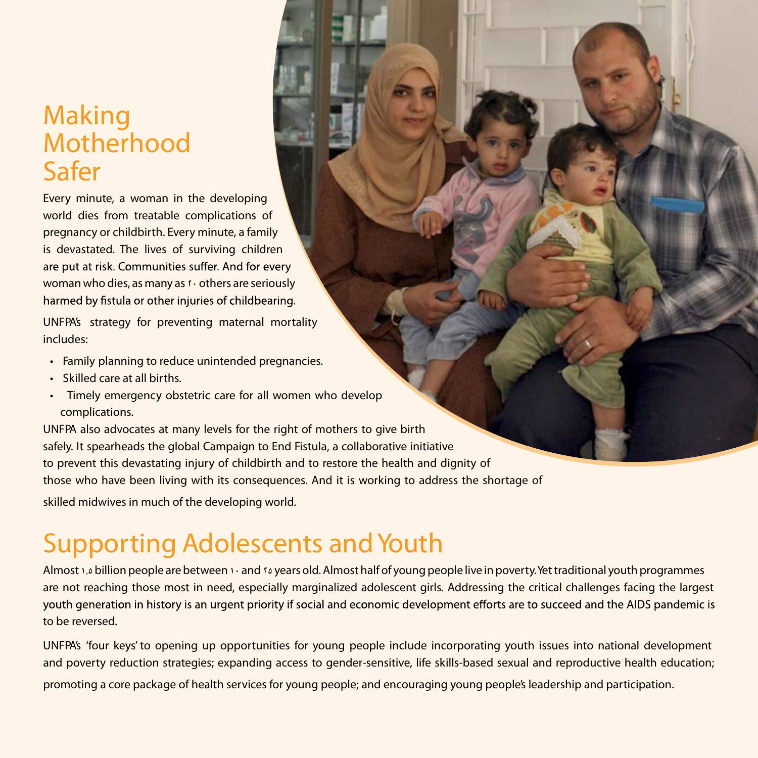# Making Motherhood Safer

Every minute, a woman in the developing world dies from treatable complications of pregnancy or childbirth. Every minute, a family is devastated. The lives of surviving children are put at risk. Communities suffer. And for every woman who dies, as many as ٢٠ others are seriously harmed by fistula or other injuries of childbearing.

UNFPA's strategy for preventing maternal mortality includes:

- Family planning to reduce unintended pregnancies.
- Skilled care at all births.
- Timely emergency obstetric care for all women who develop complications.

UNFPA also advocates at many levels for the right of mothers to give birth safely. It spearheads the global Campaign to End Fistula, a collaborative initiative to prevent this devastating injury of childbirth and to restore the health and dignity of those who have been living with its consequences. And it is working to address the shortage of skilled midwives in much of the developing world.

# Supporting Adolescents and Youth

Almost ١,٥ billion people are between ١٠ and ٢٥ years old. Almost half of young people live in poverty. Yet traditional youth programmes are not reaching those most in need, especially marginalized adolescent girls. Addressing the critical challenges facing the largest youth generation in history is an urgent priority if social and economic development efforts are to succeed and the AIDS pandemic is to be reversed.

UNFPA's 'four keys' to opening up opportunities for young people include incorporating youth issues into national development and poverty reduction strategies; expanding access to gender-sensitive, life skills-based sexual and reproductive health education; promoting a core package of health services for young people; and encouraging young people's leadership and participation.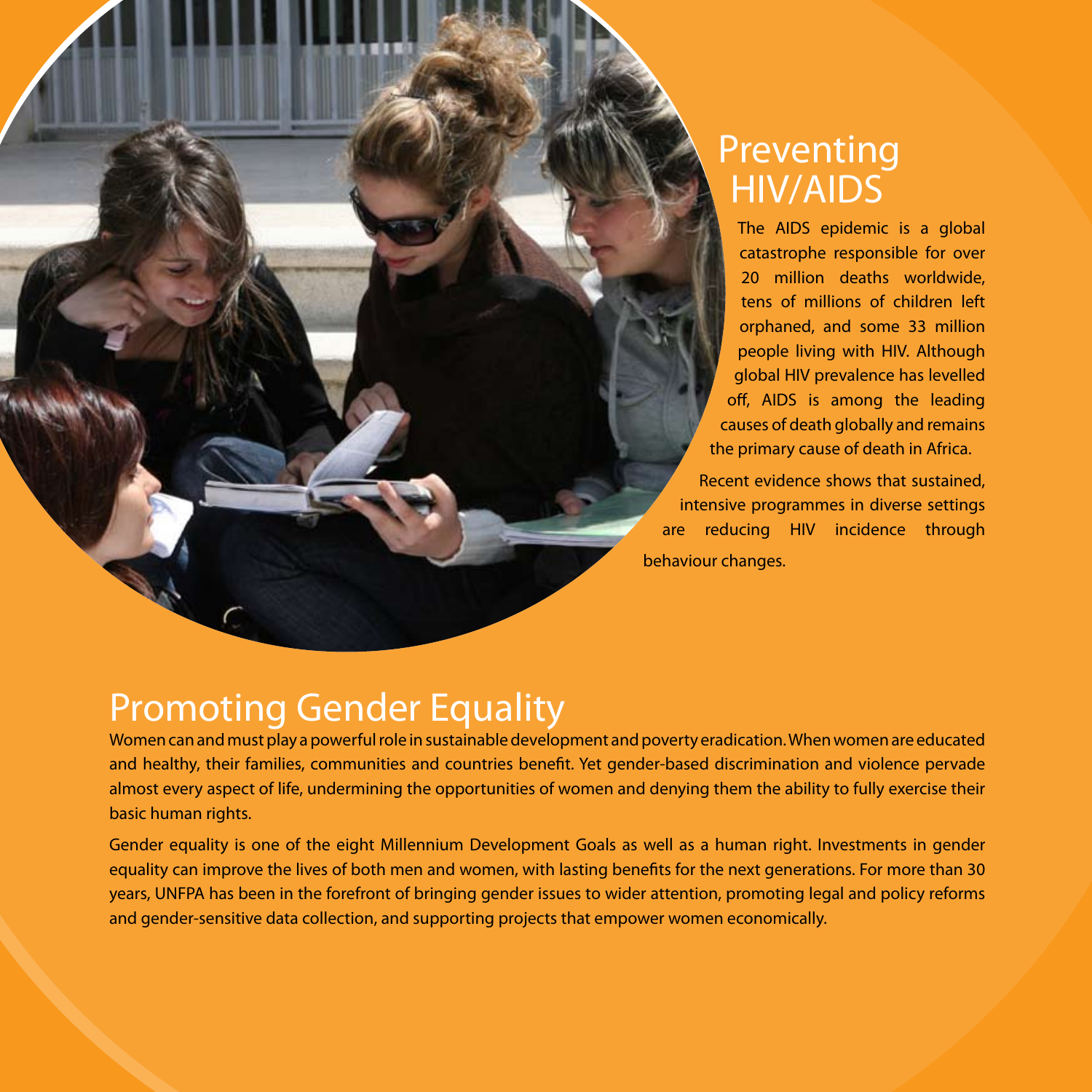## Preventing HIV/AIDS

The AIDS epidemic is a global catastrophe responsible for over 20 million deaths worldwide, tens of millions of children left orphaned, and some 33 million people living with HIV. Although global HIV prevalence has levelled off, AIDS is among the leading causes of death globally and remains the primary cause of death in Africa.

Recent evidence shows that sustained, intensive programmes in diverse settings are reducing HIV incidence through behaviour changes.

## Promoting Gender Equality

Women can and must play a powerful role in sustainable development and poverty eradication. When women are educated and healthy, their families, communities and countries benefit. Yet gender-based discrimination and violence pervade almost every aspect of life, undermining the opportunities of women and denying them the ability to fully exercise their basic human rights.

Gender equality is one of the eight Millennium Development Goals as well as a human right. Investments in gender equality can improve the lives of both men and women, with lasting benefits for the next generations. For more than 30 years, UNFPA has been in the forefront of bringing gender issues to wider attention, promoting legal and policy reforms and gender-sensitive data collection, and supporting projects that empower women economically.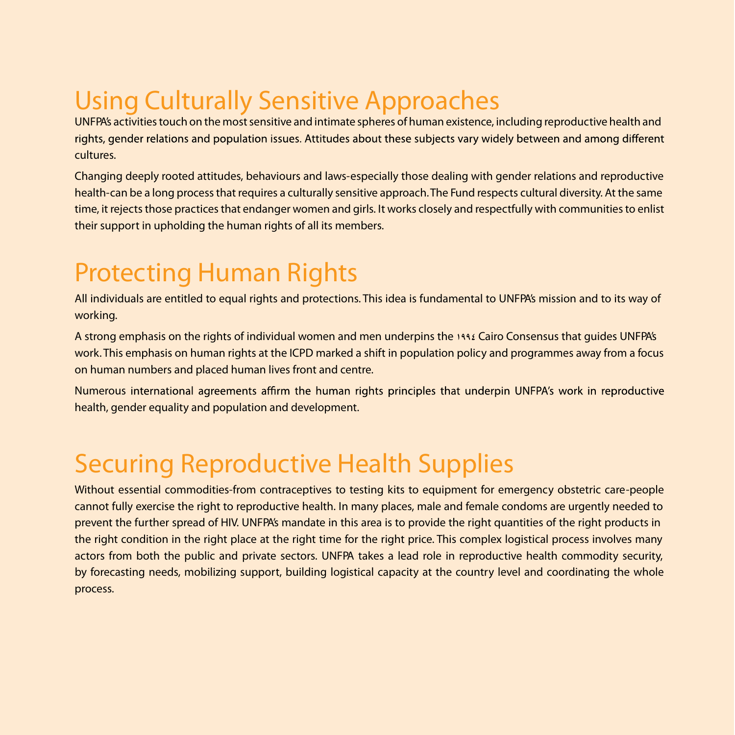# Using Culturally Sensitive Approaches

UNFPA's activities touch on the most sensitive and intimate spheres of human existence, including reproductive health and rights, gender relations and population issues. Attitudes about these subjects vary widely between and among different cultures.

Changing deeply rooted attitudes, behaviours and laws-especially those dealing with gender relations and reproductive health-can be a long process that requires a culturally sensitive approach. The Fund respects cultural diversity. At the same time, it rejects those practices that endanger women and girls. It works closely and respectfully with communities to enlist their support in upholding the human rights of all its members.

# Protecting Human Rights

All individuals are entitled to equal rights and protections. This idea is fundamental to UNFPA's mission and to its way of working.

A strong emphasis on the rights of individual women and men underpins the ١٩٩٤ Cairo Consensus that guides UNFPA's work. This emphasis on human rights at the ICPD marked a shift in population policy and programmes away from a focus on human numbers and placed human lives front and centre.

Numerous international agreements affirm the human rights principles that underpin UNFPA's work in reproductive health, gender equality and population and development.

# Securing Reproductive Health Supplies

Without essential commodities-from contraceptives to testing kits to equipment for emergency obstetric care-people cannot fully exercise the right to reproductive health. In many places, male and female condoms are urgently needed to prevent the further spread of HIV. UNFPA's mandate in this area is to provide the right quantities of the right products in the right condition in the right place at the right time for the right price. This complex logistical process involves many actors from both the public and private sectors. UNFPA takes a lead role in reproductive health commodity security, by forecasting needs, mobilizing support, building logistical capacity at the country level and coordinating the whole process.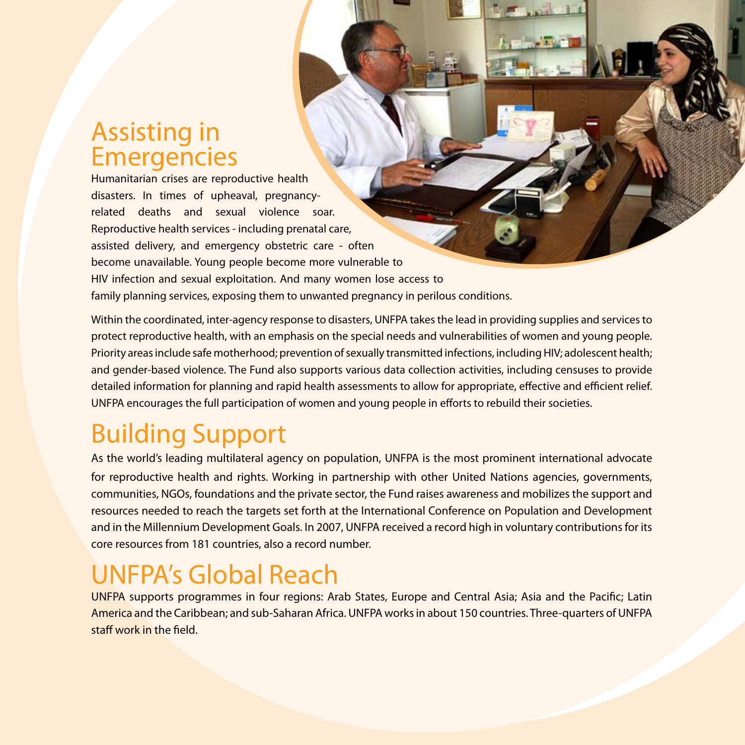## Assisting in Emergencies

Humanitarian crises are reproductive health disasters. In times of upheaval, pregnancy-related deaths and sexual violence soar. Reproductive health services - including prenatal care, assisted delivery, and emergency obstetric care - often become unavailable. Young people become more vulnerable to HIV infection and sexual exploitation. And many women lose access to family planning services, exposing them to unwanted pregnancy in perilous conditions.

Within the coordinated, inter-agency response to disasters, UNFPA takes the lead in providing supplies and services to protect reproductive health, with an emphasis on the special needs and vulnerabilities of women and young people. Priority areas include safe motherhood; prevention of sexually transmitted infections, including HIV; adolescent health; and gender-based violence. The Fund also supports various data collection activities, including censuses to provide detailed information for planning and rapid health assessments to allow for appropriate, effective and efficient relief. UNFPA encourages the full participation of women and young people in efforts to rebuild their societies.

## Building Support

As the world's leading multilateral agency on population, UNFPA is the most prominent international advocate for reproductive health and rights. Working in partnership with other United Nations agencies, governments, communities, NGOs, foundations and the private sector, the Fund raises awareness and mobilizes the support and resources needed to reach the targets set forth at the International Conference on Population and Development and in the Millennium Development Goals. In 2007, UNFPA received a record high in voluntary contributions for its core resources from 181 countries, also a record number.

## UNFPA's Global Reach

UNFPA supports programmes in four regions: Arab States, Europe and Central Asia; Asia and the Pacific; Latin America and the Caribbean; and sub-Saharan Africa. UNFPA works in about 150 countries. Three-quarters of UNFPA staff work in the field.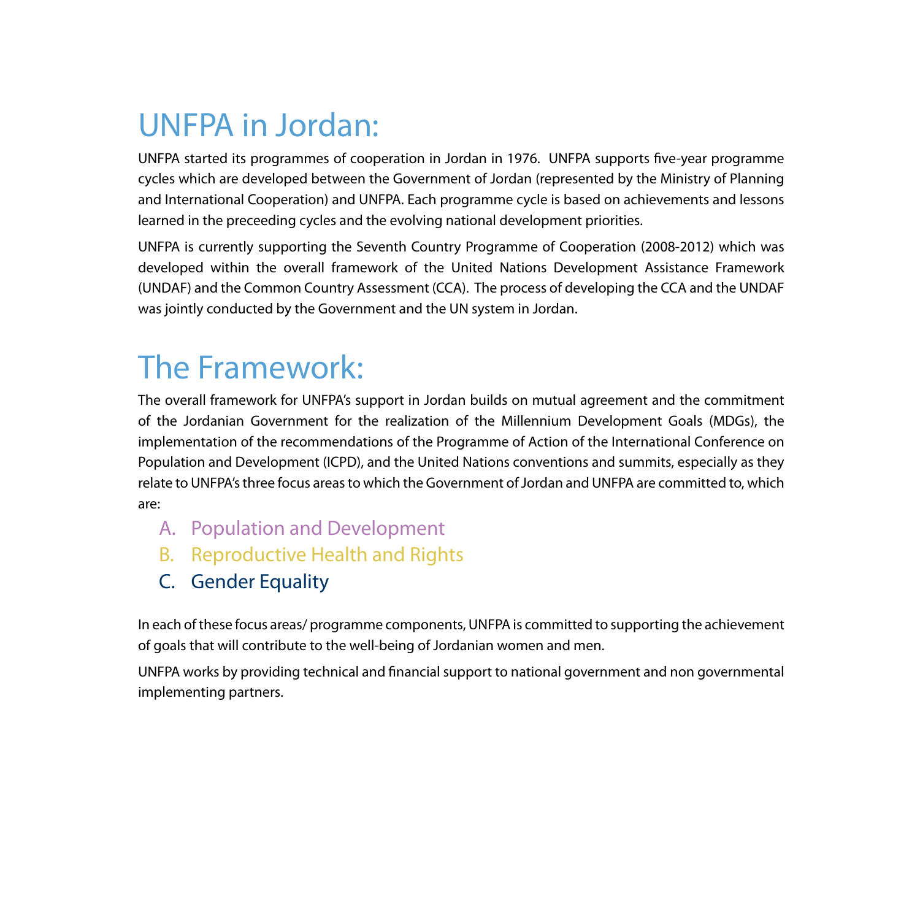# UNFPA in Jordan:

UNFPA started its programmes of cooperation in Jordan in 1976. UNFPA supports five-year programme cycles which are developed between the Government of Jordan (represented by the Ministry of Planning and International Cooperation) and UNFPA. Each programme cycle is based on achievements and lessons learned in the preceeding cycles and the evolving national development priorities.

UNFPA is currently supporting the Seventh Country Programme of Cooperation (2008-2012) which was developed within the overall framework of the United Nations Development Assistance Framework (UNDAF) and the Common Country Assessment (CCA). The process of developing the CCA and the UNDAF was jointly conducted by the Government and the UN system in Jordan.

# The Framework:

The overall framework for UNFPA's support in Jordan builds on mutual agreement and the commitment of the Jordanian Government for the realization of the Millennium Development Goals (MDGs), the implementation of the recommendations of the Programme of Action of the International Conference on Population and Development (ICPD), and the United Nations conventions and summits, especially as they relate to UNFPA's three focus areas to which the Government of Jordan and UNFPA are committed to, which are:

A. Population and Development
B. Reproductive Health and Rights
C. Gender Equality

In each of these focus areas/ programme components, UNFPA is committed to supporting the achievement of goals that will contribute to the well-being of Jordanian women and men.

UNFPA works by providing technical and financial support to national government and non governmental implementing partners.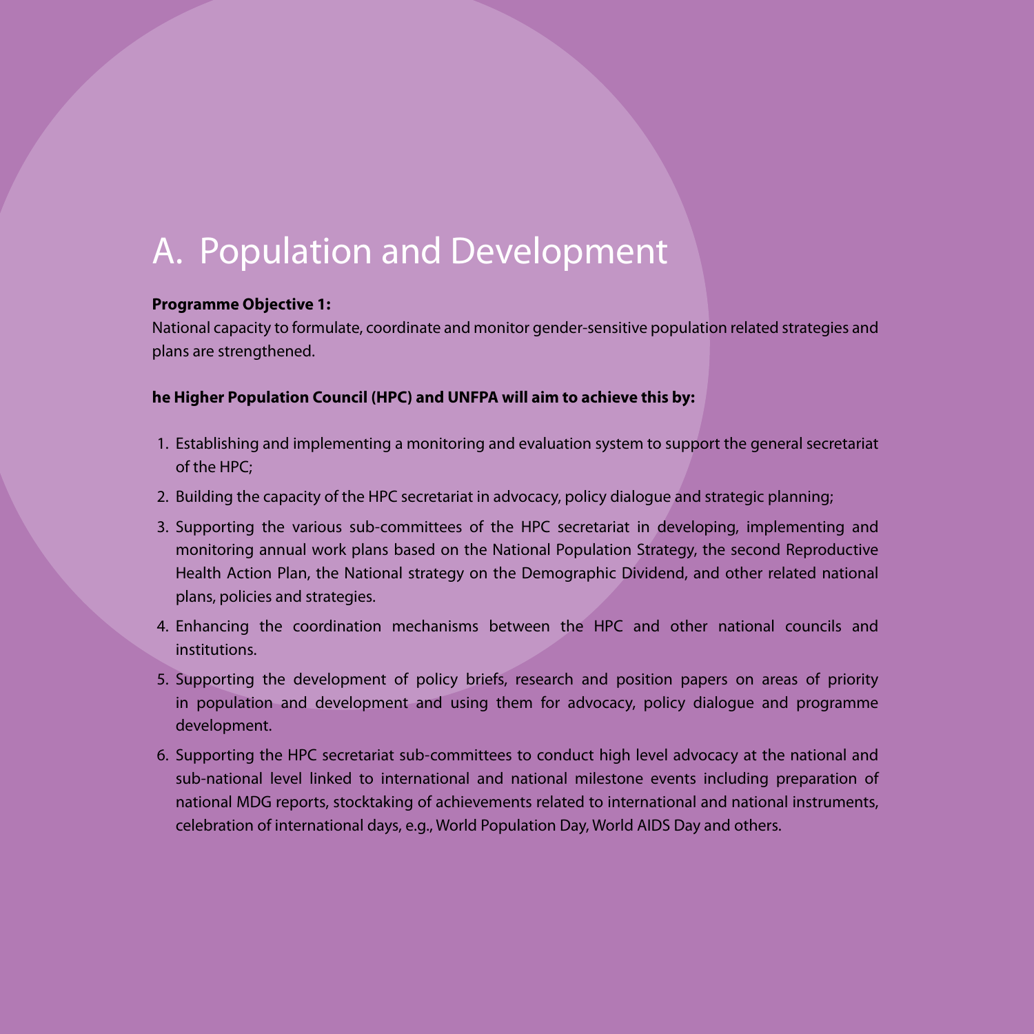# A. Population and Development

**Programme Objective 1:**

National capacity to formulate, coordinate and monitor gender-sensitive population related strategies and plans are strengthened.

**he Higher Population Council (HPC) and UNFPA will aim to achieve this by:**

1. Establishing and implementing a monitoring and evaluation system to support the general secretariat of the HPC;
2. Building the capacity of the HPC secretariat in advocacy, policy dialogue and strategic planning;
3. Supporting the various sub-committees of the HPC secretariat in developing, implementing and monitoring annual work plans based on the National Population Strategy, the second Reproductive Health Action Plan, the National strategy on the Demographic Dividend, and other related national plans, policies and strategies.
4. Enhancing the coordination mechanisms between the HPC and other national councils and institutions.
5. Supporting the development of policy briefs, research and position papers on areas of priority in population and development and using them for advocacy, policy dialogue and programme development.
6. Supporting the HPC secretariat sub-committees to conduct high level advocacy at the national and sub-national level linked to international and national milestone events including preparation of national MDG reports, stocktaking of achievements related to international and national instruments, celebration of international days, e.g., World Population Day, World AIDS Day and others.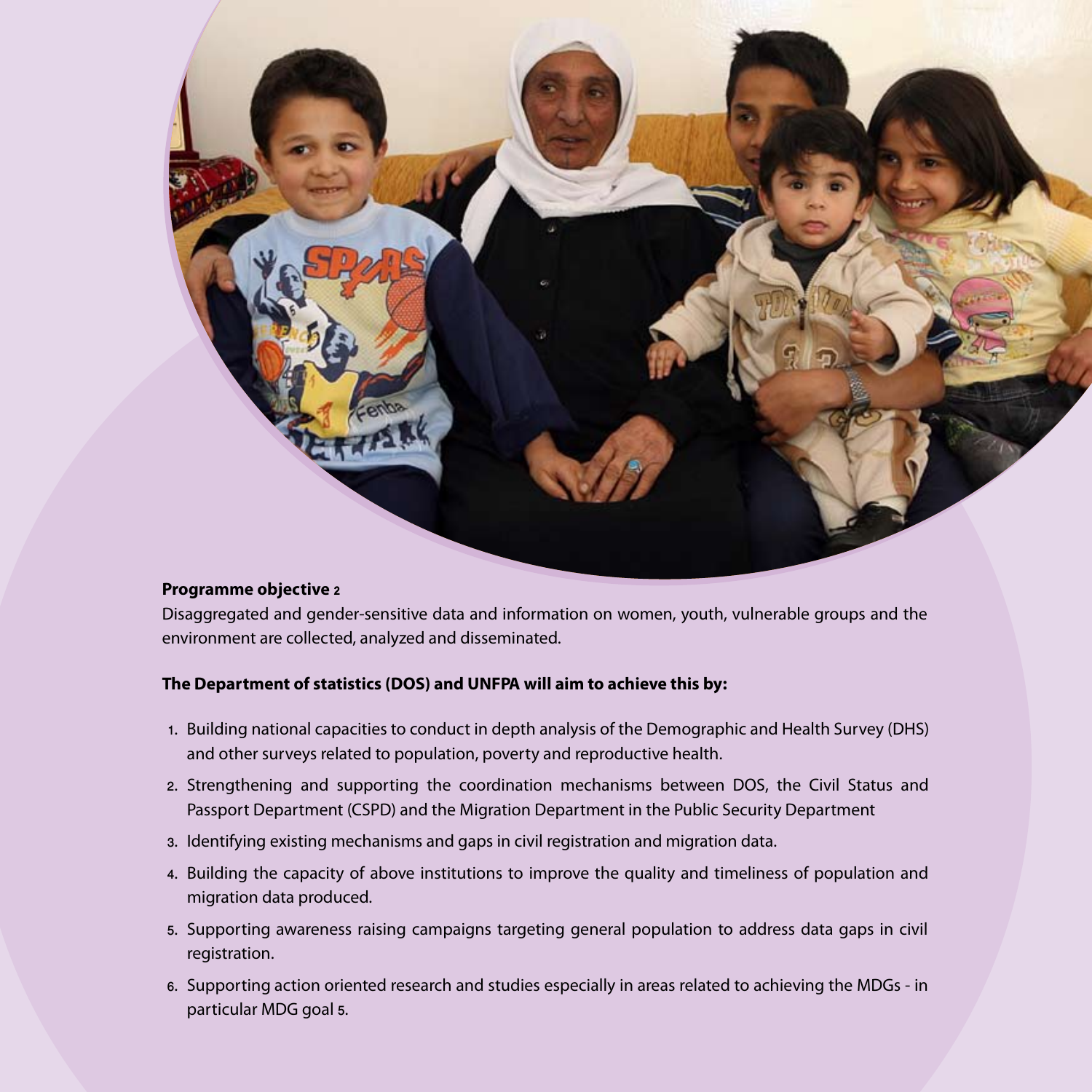**Programme objective 2**

Disaggregated and gender-sensitive data and information on women, youth, vulnerable groups and the environment are collected, analyzed and disseminated.

**The Department of statistics (DOS) and UNFPA will aim to achieve this by:**

1. Building national capacities to conduct in depth analysis of the Demographic and Health Survey (DHS) and other surveys related to population, poverty and reproductive health.
2. Strengthening and supporting the coordination mechanisms between DOS, the Civil Status and Passport Department (CSPD) and the Migration Department in the Public Security Department
3. Identifying existing mechanisms and gaps in civil registration and migration data.
4. Building the capacity of above institutions to improve the quality and timeliness of population and migration data produced.
5. Supporting awareness raising campaigns targeting general population to address data gaps in civil registration.
6. Supporting action oriented research and studies especially in areas related to achieving the MDGs - in particular MDG goal 5.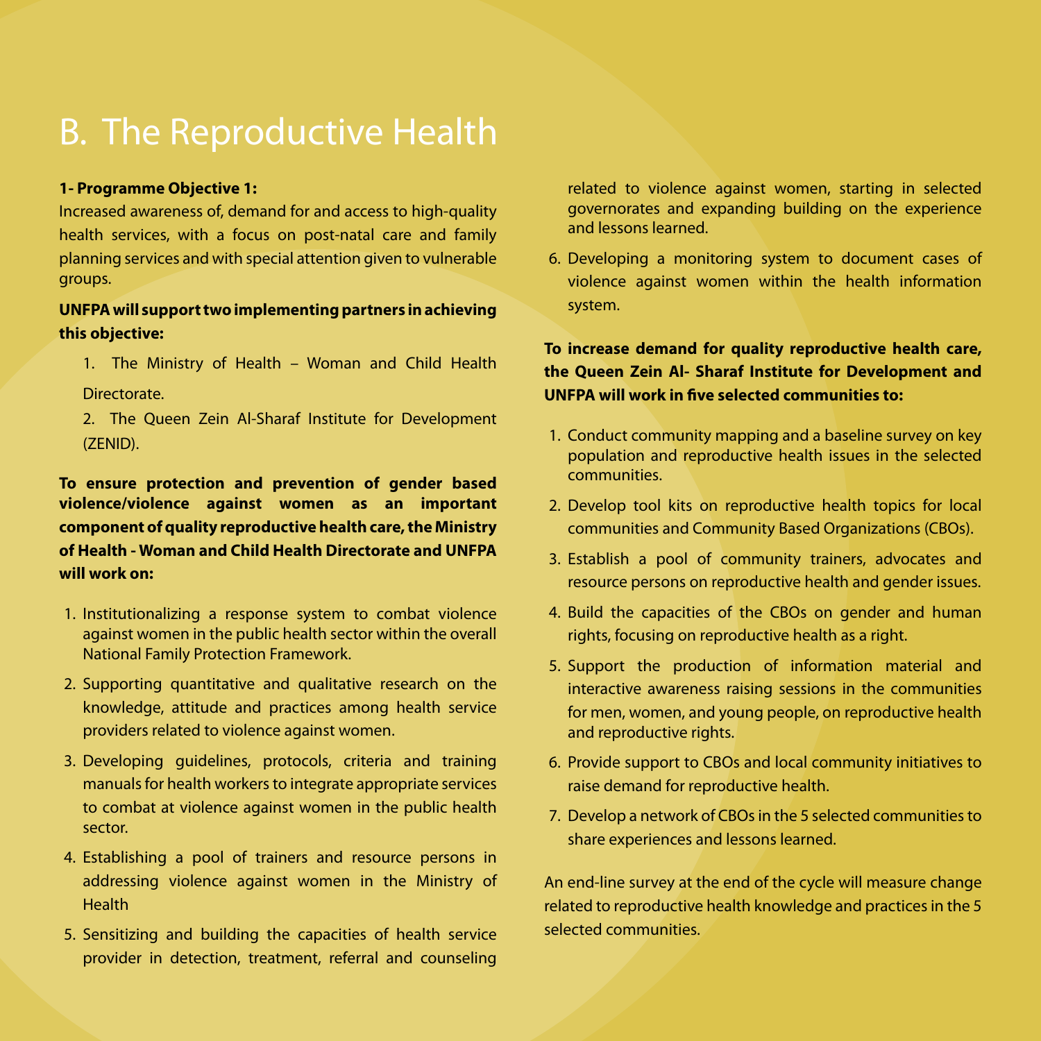# B. The Reproductive Health

**1- Programme Objective 1:**

Increased awareness of, demand for and access to high-quality health services, with a focus on post-natal care and family planning services and with special attention given to vulnerable groups.

**UNFPA will support two implementing partners in achieving this objective:**

1. The Ministry of Health – Woman and Child Health Directorate.
2. The Queen Zein Al-Sharaf Institute for Development (ZENID).

**To ensure protection and prevention of gender based violence/violence against women as an important component of quality reproductive health care, the Ministry of Health - Woman and Child Health Directorate and UNFPA will work on:**

1. Institutionalizing a response system to combat violence against women in the public health sector within the overall National Family Protection Framework.
2. Supporting quantitative and qualitative research on the knowledge, attitude and practices among health service providers related to violence against women.
3. Developing guidelines, protocols, criteria and training manuals for health workers to integrate appropriate services to combat at violence against women in the public health sector.
4. Establishing a pool of trainers and resource persons in addressing violence against women in the Ministry of Health
5. Sensitizing and building the capacities of health service provider in detection, treatment, referral and counseling related to violence against women, starting in selected governorates and expanding building on the experience and lessons learned.
6. Developing a monitoring system to document cases of violence against women within the health information system.

**To increase demand for quality reproductive health care, the Queen Zein Al- Sharaf Institute for Development and UNFPA will work in five selected communities to:**

1. Conduct community mapping and a baseline survey on key population and reproductive health issues in the selected communities.
2. Develop tool kits on reproductive health topics for local communities and Community Based Organizations (CBOs).
3. Establish a pool of community trainers, advocates and resource persons on reproductive health and gender issues.
4. Build the capacities of the CBOs on gender and human rights, focusing on reproductive health as a right.
5. Support the production of information material and interactive awareness raising sessions in the communities for men, women, and young people, on reproductive health and reproductive rights.
6. Provide support to CBOs and local community initiatives to raise demand for reproductive health.
7. Develop a network of CBOs in the 5 selected communities to share experiences and lessons learned.

An end-line survey at the end of the cycle will measure change related to reproductive health knowledge and practices in the 5 selected communities.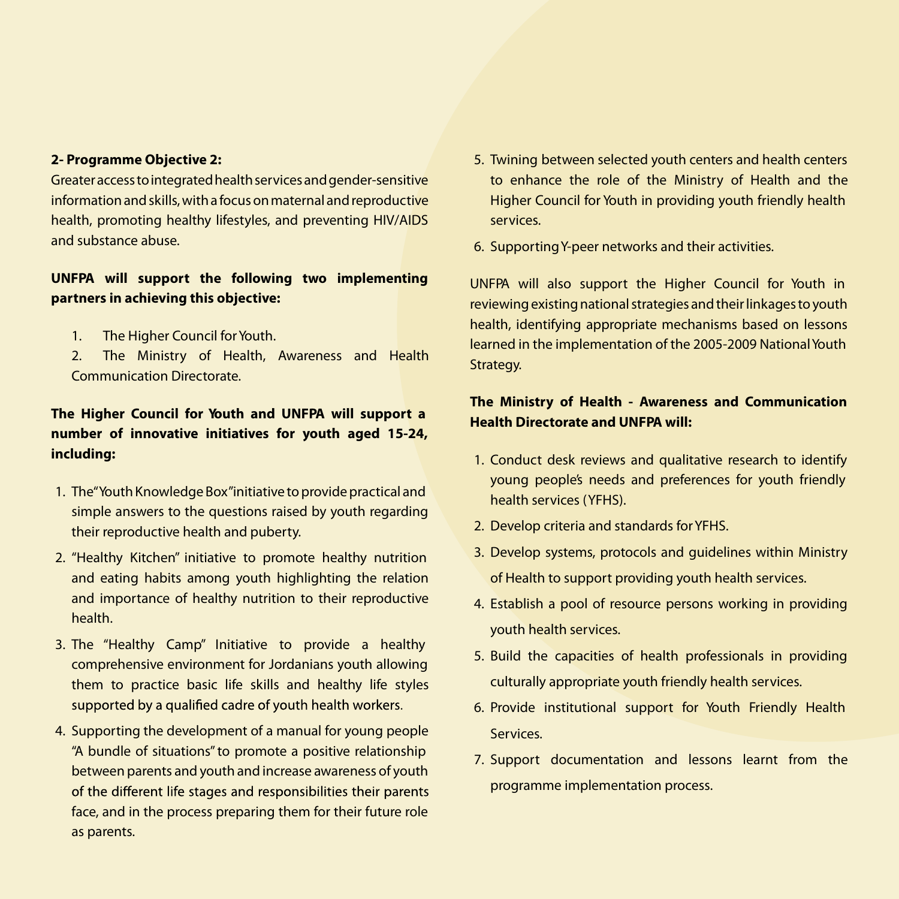**2- Programme Objective 2:**

Greater access to integrated health services and gender-sensitive information and skills, with a focus on maternal and reproductive health, promoting healthy lifestyles, and preventing HIV/AIDS and substance abuse.

**UNFPA will support the following two implementing partners in achieving this objective:**

1. The Higher Council for Youth.
2. The Ministry of Health, Awareness and Health Communication Directorate.

**The Higher Council for Youth and UNFPA will support a number of innovative initiatives for youth aged 15-24, including:**

1. The "Youth Knowledge Box" initiative to provide practical and simple answers to the questions raised by youth regarding their reproductive health and puberty.
2. "Healthy Kitchen" initiative to promote healthy nutrition and eating habits among youth highlighting the relation and importance of healthy nutrition to their reproductive health.
3. The "Healthy Camp" Initiative to provide a healthy comprehensive environment for Jordanians youth allowing them to practice basic life skills and healthy life styles supported by a qualified cadre of youth health workers.
4. Supporting the development of a manual for young people "A bundle of situations" to promote a positive relationship between parents and youth and increase awareness of youth of the different life stages and responsibilities their parents face, and in the process preparing them for their future role as parents.
5. Twining between selected youth centers and health centers to enhance the role of the Ministry of Health and the Higher Council for Youth in providing youth friendly health services.
6. Supporting Y-peer networks and their activities.

UNFPA will also support the Higher Council for Youth in reviewing existing national strategies and their linkages to youth health, identifying appropriate mechanisms based on lessons learned in the implementation of the 2005-2009 National Youth Strategy.

**The Ministry of Health - Awareness and Communication Health Directorate and UNFPA will:**

1. Conduct desk reviews and qualitative research to identify young people's needs and preferences for youth friendly health services (YFHS).
2. Develop criteria and standards for YFHS.
3. Develop systems, protocols and guidelines within Ministry of Health to support providing youth health services.
4. Establish a pool of resource persons working in providing youth health services.
5. Build the capacities of health professionals in providing culturally appropriate youth friendly health services.
6. Provide institutional support for Youth Friendly Health Services.
7. Support documentation and lessons learnt from the programme implementation process.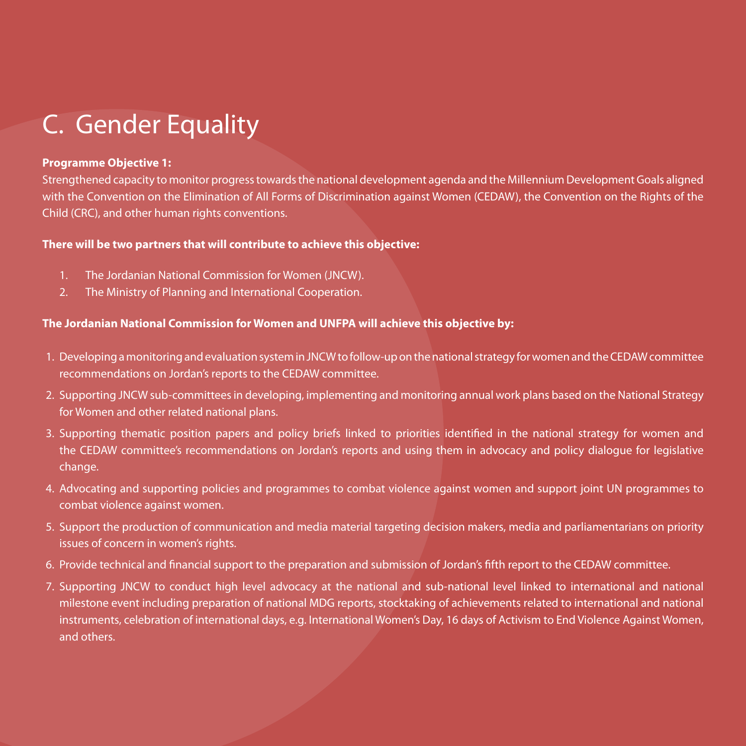# C. Gender Equality

**Programme Objective 1:**

Strengthened capacity to monitor progress towards the national development agenda and the Millennium Development Goals aligned with the Convention on the Elimination of All Forms of Discrimination against Women (CEDAW), the Convention on the Rights of the Child (CRC), and other human rights conventions.

**There will be two partners that will contribute to achieve this objective:**

1. The Jordanian National Commission for Women (JNCW).
2. The Ministry of Planning and International Cooperation.

**The Jordanian National Commission for Women and UNFPA will achieve this objective by:**

1. Developing a monitoring and evaluation system in JNCW to follow-up on the national strategy for women and the CEDAW committee recommendations on Jordan's reports to the CEDAW committee.
2. Supporting JNCW sub-committees in developing, implementing and monitoring annual work plans based on the National Strategy for Women and other related national plans.
3. Supporting thematic position papers and policy briefs linked to priorities identified in the national strategy for women and the CEDAW committee's recommendations on Jordan's reports and using them in advocacy and policy dialogue for legislative change.
4. Advocating and supporting policies and programmes to combat violence against women and support joint UN programmes to combat violence against women.
5. Support the production of communication and media material targeting decision makers, media and parliamentarians on priority issues of concern in women's rights.
6. Provide technical and financial support to the preparation and submission of Jordan's fifth report to the CEDAW committee.
7. Supporting JNCW to conduct high level advocacy at the national and sub-national level linked to international and national milestone event including preparation of national MDG reports, stocktaking of achievements related to international and national instruments, celebration of international days, e.g. International Women's Day, 16 days of Activism to End Violence Against Women, and others.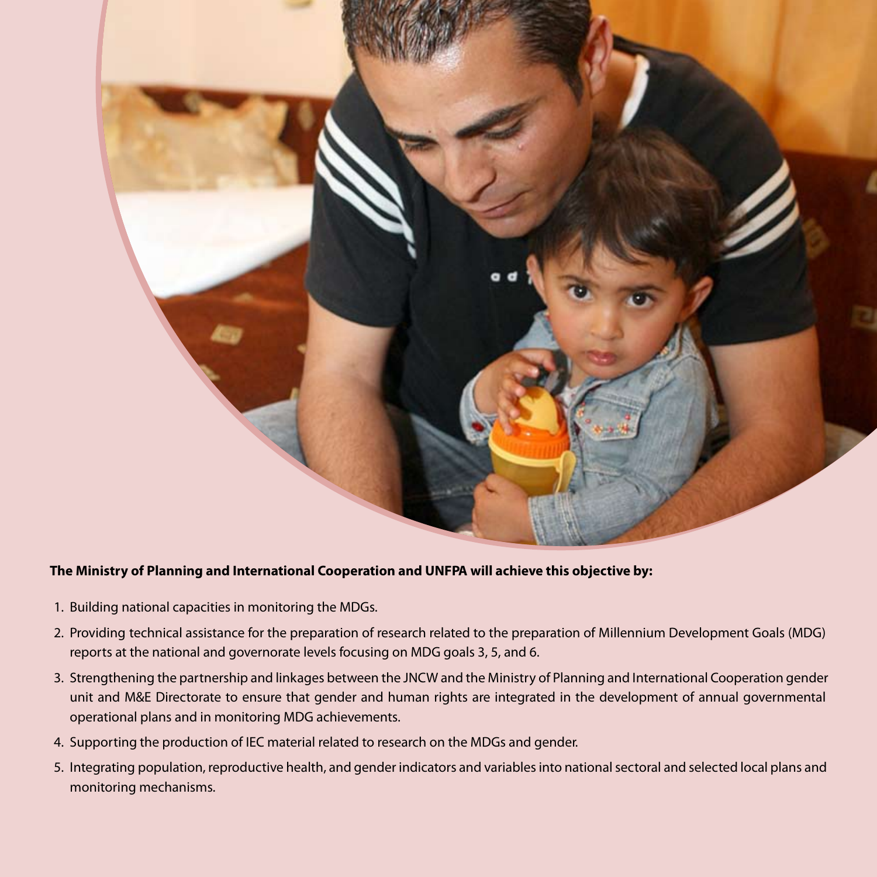**The Ministry of Planning and International Cooperation and UNFPA will achieve this objective by:**

1. Building national capacities in monitoring the MDGs.
2. Providing technical assistance for the preparation of research related to the preparation of Millennium Development Goals (MDG) reports at the national and governorate levels focusing on MDG goals 3, 5, and 6.
3. Strengthening the partnership and linkages between the JNCW and the Ministry of Planning and International Cooperation gender unit and M&E Directorate to ensure that gender and human rights are integrated in the development of annual governmental operational plans and in monitoring MDG achievements.
4. Supporting the production of IEC material related to research on the MDGs and gender.
5. Integrating population, reproductive health, and gender indicators and variables into national sectoral and selected local plans and monitoring mechanisms.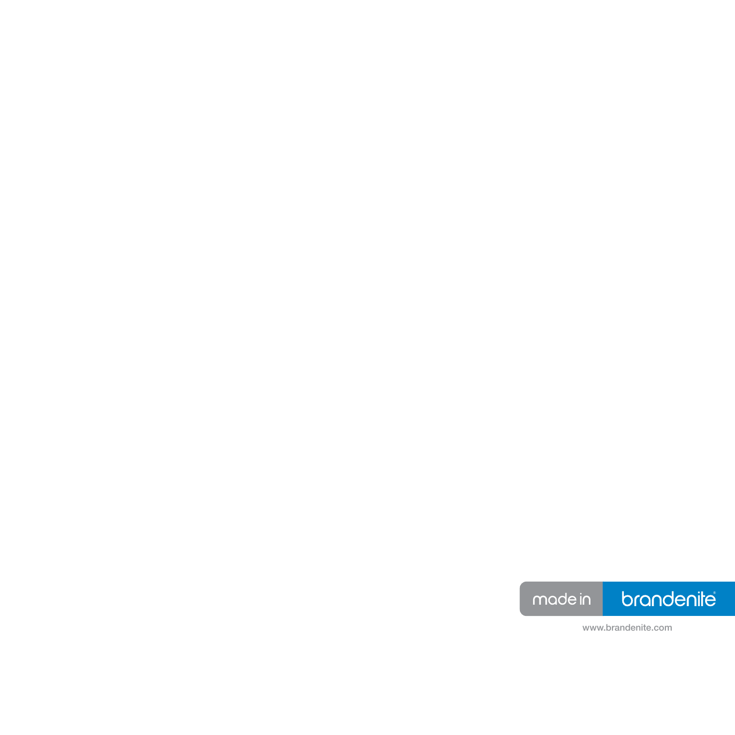made in brandenite®

www.brandenite.com